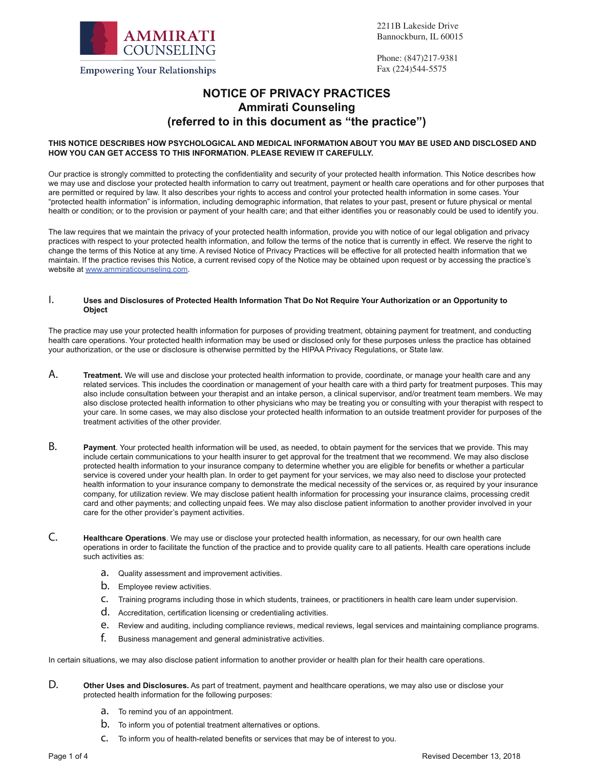AMMIRATI COUNSELING

Empowering Your Relationships

2211B Lakeside Drive
Bannockburn, IL 60015

Phone: (847)217-9381
Fax (224)544-5575

# NOTICE OF PRIVACY PRACTICES
## Ammirati Counseling
## (referred to in this document as "the practice")

**THIS NOTICE DESCRIBES HOW PSYCHOLOGICAL AND MEDICAL INFORMATION ABOUT YOU MAY BE USED AND DISCLOSED AND HOW YOU CAN GET ACCESS TO THIS INFORMATION. PLEASE REVIEW IT CAREFULLY.**

Our practice is strongly committed to protecting the confidentiality and security of your protected health information. This Notice describes how we may use and disclose your protected health information to carry out treatment, payment or health care operations and for other purposes that are permitted or required by law. It also describes your rights to access and control your protected health information in some cases. Your "protected health information" is information, including demographic information, that relates to your past, present or future physical or mental health or condition; or to the provision or payment of your health care; and that either identifies you or reasonably could be used to identify you.

The law requires that we maintain the privacy of your protected health information, provide you with notice of our legal obligation and privacy practices with respect to your protected health information, and follow the terms of the notice that is currently in effect. We reserve the right to change the terms of this Notice at any time. A revised Notice of Privacy Practices will be effective for all protected health information that we maintain. If the practice revises this Notice, a current revised copy of the Notice may be obtained upon request or by accessing the practice's website at [www.ammiraticounseling.com](www.ammiraticounseling.com).

### I. Uses and Disclosures of Protected Health Information That Do Not Require Your Authorization or an Opportunity to Object

The practice may use your protected health information for purposes of providing treatment, obtaining payment for treatment, and conducting health care operations. Your protected health information may be used or disclosed only for these purposes unless the practice has obtained your authorization, or the use or disclosure is otherwise permitted by the HIPAA Privacy Regulations, or State law.

A. **Treatment.** We will use and disclose your protected health information to provide, coordinate, or manage your health care and any related services. This includes the coordination or management of your health care with a third party for treatment purposes. This may also include consultation between your therapist and an intake person, a clinical supervisor, and/or treatment team members. We may also disclose protected health information to other physicians who may be treating you or consulting with your therapist with respect to your care. In some cases, we may also disclose your protected health information to an outside treatment provider for purposes of the treatment activities of the other provider.

B. **Payment**. Your protected health information will be used, as needed, to obtain payment for the services that we provide. This may include certain communications to your health insurer to get approval for the treatment that we recommend. We may also disclose protected health information to your insurance company to determine whether you are eligible for benefits or whether a particular service is covered under your health plan. In order to get payment for your services, we may also need to disclose your protected health information to your insurance company to demonstrate the medical necessity of the services or, as required by your insurance company, for utilization review. We may disclose patient health information for processing your insurance claims, processing credit card and other payments; and collecting unpaid fees. We may also disclose patient information to another provider involved in your care for the other provider's payment activities.

C. **Healthcare Operations**. We may use or disclose your protected health information, as necessary, for our own health care operations in order to facilitate the function of the practice and to provide quality care to all patients. Health care operations include such activities as:

   a. Quality assessment and improvement activities.
   b. Employee review activities.
   c. Training programs including those in which students, trainees, or practitioners in health care learn under supervision.
   d. Accreditation, certification licensing or credentialing activities.
   e. Review and auditing, including compliance reviews, medical reviews, legal services and maintaining compliance programs.
   f. Business management and general administrative activities.

In certain situations, we may also disclose patient information to another provider or health plan for their health care operations.

D. **Other Uses and Disclosures.** As part of treatment, payment and healthcare operations, we may also use or disclose your protected health information for the following purposes:

   a. To remind you of an appointment.
   b. To inform you of potential treatment alternatives or options.
   c. To inform you of health-related benefits or services that may be of interest to you.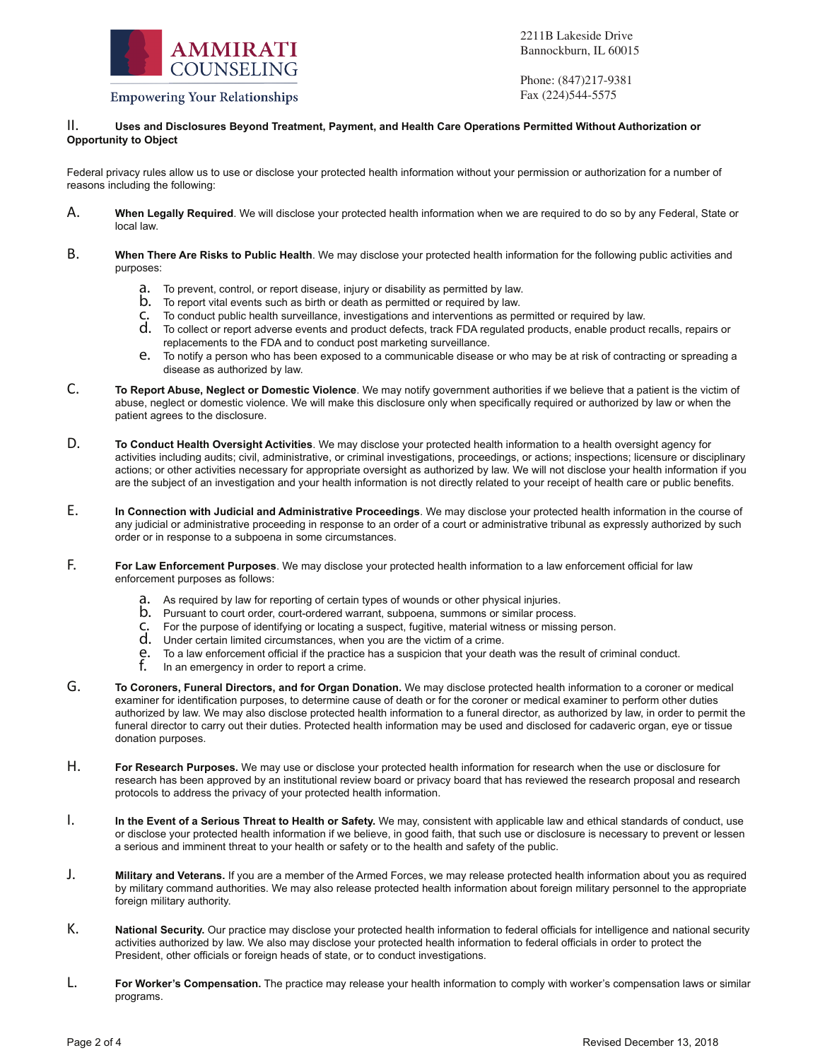## II. Uses and Disclosures Beyond Treatment, Payment, and Health Care Operations Permitted Without Authorization or Opportunity to Object

Federal privacy rules allow us to use or disclose your protected health information without your permission or authorization for a number of reasons including the following:

A. **When Legally Required**. We will disclose your protected health information when we are required to do so by any Federal, State or local law.

B. **When There Are Risks to Public Health**. We may disclose your protected health information for the following public activities and purposes:

   a. To prevent, control, or report disease, injury or disability as permitted by law.
   b. To report vital events such as birth or death as permitted or required by law.
   c. To conduct public health surveillance, investigations and interventions as permitted or required by law.
   d. To collect or report adverse events and product defects, track FDA regulated products, enable product recalls, repairs or replacements to the FDA and to conduct post marketing surveillance.
   e. To notify a person who has been exposed to a communicable disease or who may be at risk of contracting or spreading a disease as authorized by law.

C. **To Report Abuse, Neglect or Domestic Violence**. We may notify government authorities if we believe that a patient is the victim of abuse, neglect or domestic violence. We will make this disclosure only when specifically required or authorized by law or when the patient agrees to the disclosure.

D. **To Conduct Health Oversight Activities**. We may disclose your protected health information to a health oversight agency for activities including audits; civil, administrative, or criminal investigations, proceedings, or actions; inspections; licensure or disciplinary actions; or other activities necessary for appropriate oversight as authorized by law. We will not disclose your health information if you are the subject of an investigation and your health information is not directly related to your receipt of health care or public benefits.

E. **In Connection with Judicial and Administrative Proceedings**. We may disclose your protected health information in the course of any judicial or administrative proceeding in response to an order of a court or administrative tribunal as expressly authorized by such order or in response to a subpoena in some circumstances.

F. **For Law Enforcement Purposes**. We may disclose your protected health information to a law enforcement official for law enforcement purposes as follows:

   a. As required by law for reporting of certain types of wounds or other physical injuries.
   b. Pursuant to court order, court-ordered warrant, subpoena, summons or similar process.
   c. For the purpose of identifying or locating a suspect, fugitive, material witness or missing person.
   d. Under certain limited circumstances, when you are the victim of a crime.
   e. To a law enforcement official if the practice has a suspicion that your death was the result of criminal conduct.
   f. In an emergency in order to report a crime.

G. **To Coroners, Funeral Directors, and for Organ Donation.** We may disclose protected health information to a coroner or medical examiner for identification purposes, to determine cause of death or for the coroner or medical examiner to perform other duties authorized by law. We may also disclose protected health information to a funeral director, as authorized by law, in order to permit the funeral director to carry out their duties. Protected health information may be used and disclosed for cadaveric organ, eye or tissue donation purposes.

H. **For Research Purposes.** We may use or disclose your protected health information for research when the use or disclosure for research has been approved by an institutional review board or privacy board that has reviewed the research proposal and research protocols to address the privacy of your protected health information.

I. **In the Event of a Serious Threat to Health or Safety.** We may, consistent with applicable law and ethical standards of conduct, use or disclose your protected health information if we believe, in good faith, that such use or disclosure is necessary to prevent or lessen a serious and imminent threat to your health or safety or to the health and safety of the public.

J. **Military and Veterans.** If you are a member of the Armed Forces, we may release protected health information about you as required by military command authorities. We may also release protected health information about foreign military personnel to the appropriate foreign military authority.

K. **National Security.** Our practice may disclose your protected health information to federal officials for intelligence and national security activities authorized by law. We also may disclose your protected health information to federal officials in order to protect the President, other officials or foreign heads of state, or to conduct investigations.

L. **For Worker's Compensation.** The practice may release your health information to comply with worker's compensation laws or similar programs.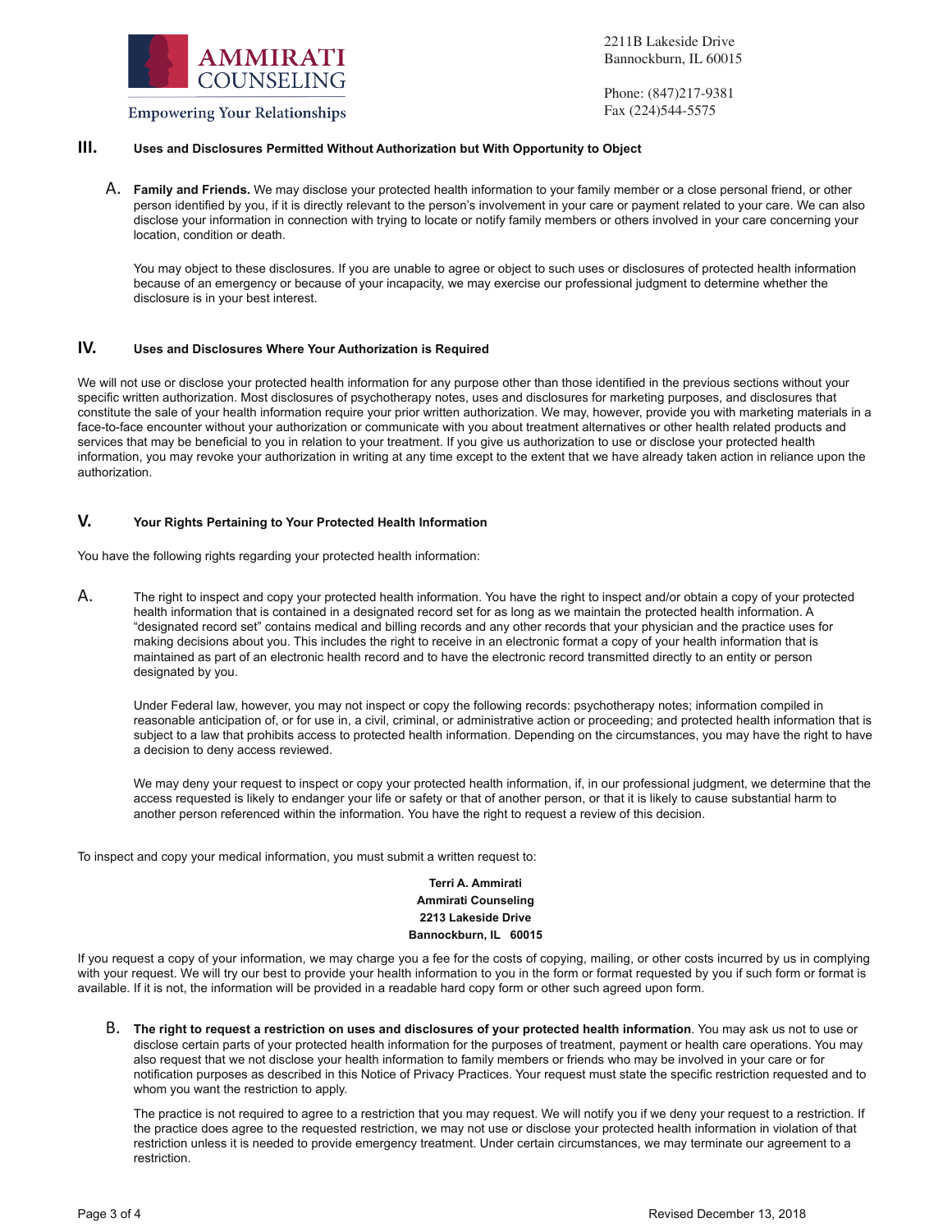## III. Uses and Disclosures Permitted Without Authorization but With Opportunity to Object

A. **Family and Friends.** We may disclose your protected health information to your family member or a close personal friend, or other person identified by you, if it is directly relevant to the person's involvement in your care or payment related to your care. We can also disclose your information in connection with trying to locate or notify family members or others involved in your care concerning your location, condition or death.

You may object to these disclosures. If you are unable to agree or object to such uses or disclosures of protected health information because of an emergency or because of your incapacity, we may exercise our professional judgment to determine whether the disclosure is in your best interest.

## IV. Uses and Disclosures Where Your Authorization is Required

We will not use or disclose your protected health information for any purpose other than those identified in the previous sections without your specific written authorization. Most disclosures of psychotherapy notes, uses and disclosures for marketing purposes, and disclosures that constitute the sale of your health information require your prior written authorization. We may, however, provide you with marketing materials in a face-to-face encounter without your authorization or communicate with you about treatment alternatives or other health related products and services that may be beneficial to you in relation to your treatment. If you give us authorization to use or disclose your protected health information, you may revoke your authorization in writing at any time except to the extent that we have already taken action in reliance upon the authorization.

## V. Your Rights Pertaining to Your Protected Health Information

You have the following rights regarding your protected health information:

A. The right to inspect and copy your protected health information. You have the right to inspect and/or obtain a copy of your protected health information that is contained in a designated record set for as long as we maintain the protected health information. A "designated record set" contains medical and billing records and any other records that your physician and the practice uses for making decisions about you. This includes the right to receive in an electronic format a copy of your health information that is maintained as part of an electronic health record and to have the electronic record transmitted directly to an entity or person designated by you.

Under Federal law, however, you may not inspect or copy the following records: psychotherapy notes; information compiled in reasonable anticipation of, or for use in, a civil, criminal, or administrative action or proceeding; and protected health information that is subject to a law that prohibits access to protected health information. Depending on the circumstances, you may have the right to have a decision to deny access reviewed.

We may deny your request to inspect or copy your protected health information, if, in our professional judgment, we determine that the access requested is likely to endanger your life or safety or that of another person, or that it is likely to cause substantial harm to another person referenced within the information. You have the right to request a review of this decision.

To inspect and copy your medical information, you must submit a written request to:

**Terri A. Ammirati**
**Ammirati Counseling**
**2213 Lakeside Drive**
**Bannockburn, IL 60015**

If you request a copy of your information, we may charge you a fee for the costs of copying, mailing, or other costs incurred by us in complying with your request. We will try our best to provide your health information to you in the form or format requested by you if such form or format is available. If it is not, the information will be provided in a readable hard copy form or other such agreed upon form.

B. **The right to request a restriction on uses and disclosures of your protected health information**. You may ask us not to use or disclose certain parts of your protected health information for the purposes of treatment, payment or health care operations. You may also request that we not disclose your health information to family members or friends who may be involved in your care or for notification purposes as described in this Notice of Privacy Practices. Your request must state the specific restriction requested and to whom you want the restriction to apply.

The practice is not required to agree to a restriction that you may request. We will notify you if we deny your request to a restriction. If the practice does agree to the requested restriction, we may not use or disclose your protected health information in violation of that restriction unless it is needed to provide emergency treatment. Under certain circumstances, we may terminate our agreement to a restriction.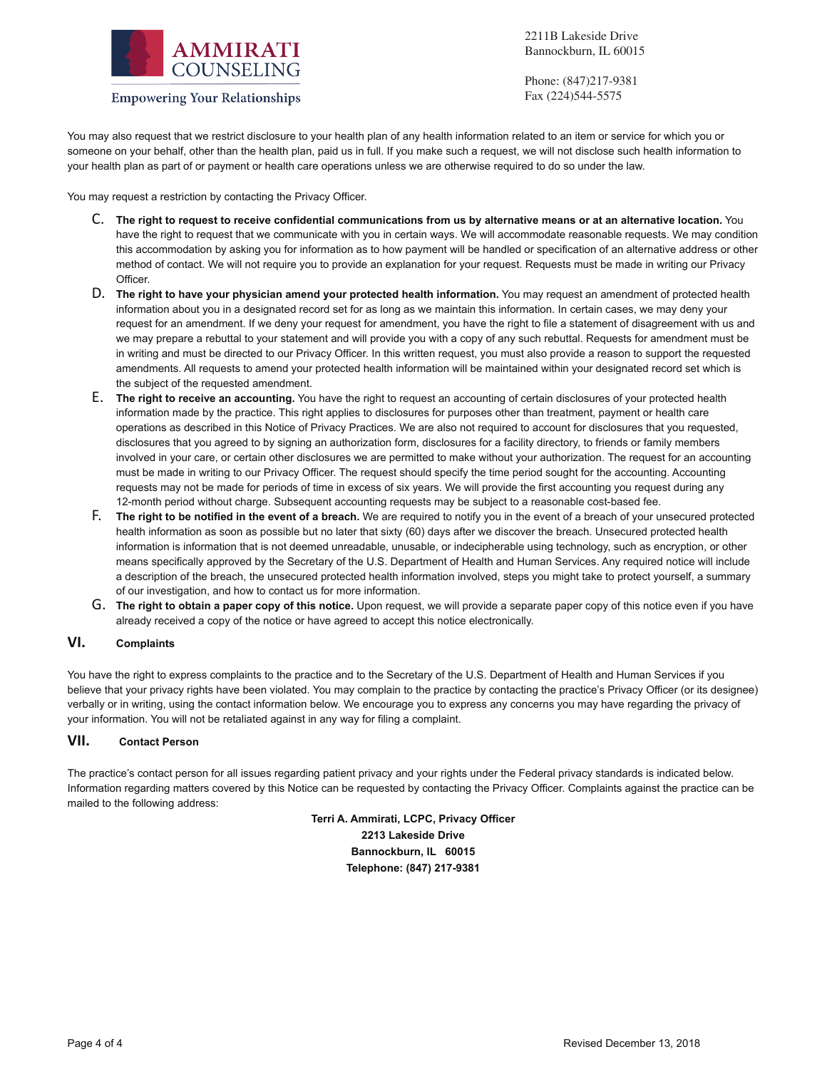You may also request that we restrict disclosure to your health plan of any health information related to an item or service for which you or someone on your behalf, other than the health plan, paid us in full. If you make such a request, we will not disclose such health information to your health plan as part of or payment or health care operations unless we are otherwise required to do so under the law.

You may request a restriction by contacting the Privacy Officer.

C. **The right to request to receive confidential communications from us by alternative means or at an alternative location.** You have the right to request that we communicate with you in certain ways. We will accommodate reasonable requests. We may condition this accommodation by asking you for information as to how payment will be handled or specification of an alternative address or other method of contact. We will not require you to provide an explanation for your request. Requests must be made in writing our Privacy Officer.

D. **The right to have your physician amend your protected health information.** You may request an amendment of protected health information about you in a designated record set for as long as we maintain this information. In certain cases, we may deny your request for an amendment. If we deny your request for amendment, you have the right to file a statement of disagreement with us and we may prepare a rebuttal to your statement and will provide you with a copy of any such rebuttal. Requests for amendment must be in writing and must be directed to our Privacy Officer. In this written request, you must also provide a reason to support the requested amendments. All requests to amend your protected health information will be maintained within your designated record set which is the subject of the requested amendment.

E. **The right to receive an accounting.** You have the right to request an accounting of certain disclosures of your protected health information made by the practice. This right applies to disclosures for purposes other than treatment, payment or health care operations as described in this Notice of Privacy Practices. We are also not required to account for disclosures that you requested, disclosures that you agreed to by signing an authorization form, disclosures for a facility directory, to friends or family members involved in your care, or certain other disclosures we are permitted to make without your authorization. The request for an accounting must be made in writing to our Privacy Officer. The request should specify the time period sought for the accounting. Accounting requests may not be made for periods of time in excess of six years. We will provide the first accounting you request during any 12-month period without charge. Subsequent accounting requests may be subject to a reasonable cost-based fee.

F. **The right to be notified in the event of a breach.** We are required to notify you in the event of a breach of your unsecured protected health information as soon as possible but no later that sixty (60) days after we discover the breach. Unsecured protected health information is information that is not deemed unreadable, unusable, or indecipherable using technology, such as encryption, or other means specifically approved by the Secretary of the U.S. Department of Health and Human Services. Any required notice will include a description of the breach, the unsecured protected health information involved, steps you might take to protect yourself, a summary of our investigation, and how to contact us for more information.

G. **The right to obtain a paper copy of this notice.** Upon request, we will provide a separate paper copy of this notice even if you have already received a copy of the notice or have agreed to accept this notice electronically.

## VI. Complaints

You have the right to express complaints to the practice and to the Secretary of the U.S. Department of Health and Human Services if you believe that your privacy rights have been violated. You may complain to the practice by contacting the practice's Privacy Officer (or its designee) verbally or in writing, using the contact information below. We encourage you to express any concerns you may have regarding the privacy of your information. You will not be retaliated against in any way for filing a complaint.

## VII. Contact Person

The practice's contact person for all issues regarding patient privacy and your rights under the Federal privacy standards is indicated below. Information regarding matters covered by this Notice can be requested by contacting the Privacy Officer. Complaints against the practice can be mailed to the following address:

**Terri A. Ammirati, LCPC, Privacy Officer**
**2213 Lakeside Drive**
**Bannockburn, IL 60015**
**Telephone: (847) 217-9381**

Revised December 13, 2018